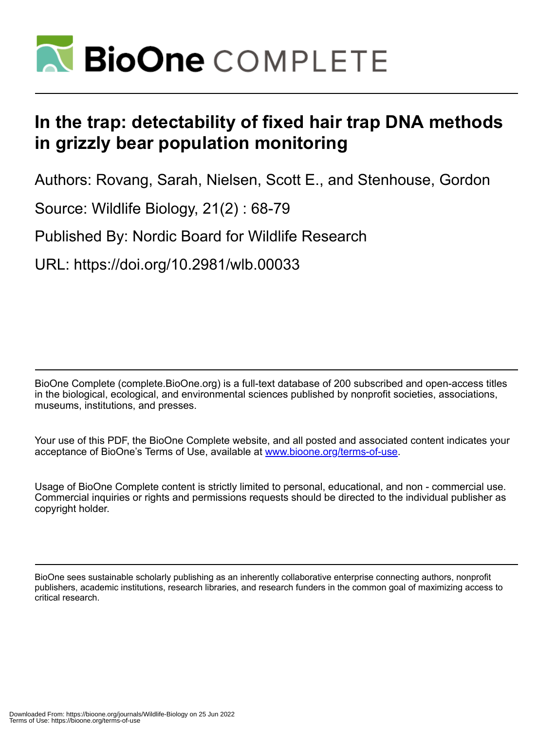# In the trap: detectability of fixed hair trap DNA methods in grizzly bear population monitoring

Authors: Rovang, Sarah, Nielsen, Scott E., and Stenhouse, Gordon

Source: Wildlife Biology, 21(2) : 68-79

Published By: Nordic Board for Wildlife Research

URL: https://doi.org/10.2981/wlb.00033

BioOne Complete (complete.BioOne.org) is a full-text database of 200 subscribed and open-access titles in the biological, ecological, and environmental sciences published by nonprofit societies, associations, museums, institutions, and presses.

Your use of this PDF, the BioOne Complete website, and all posted and associated content indicates your acceptance of BioOne's Terms of Use, available at www.bioone.org/terms-of-use.

Usage of BioOne Complete content is strictly limited to personal, educational, and non - commercial use. Commercial inquiries or rights and permissions requests should be directed to the individual publisher as copyright holder.

BioOne sees sustainable scholarly publishing as an inherently collaborative enterprise connecting authors, nonprofit publishers, academic institutions, research libraries, and research funders in the common goal of maximizing access to critical research.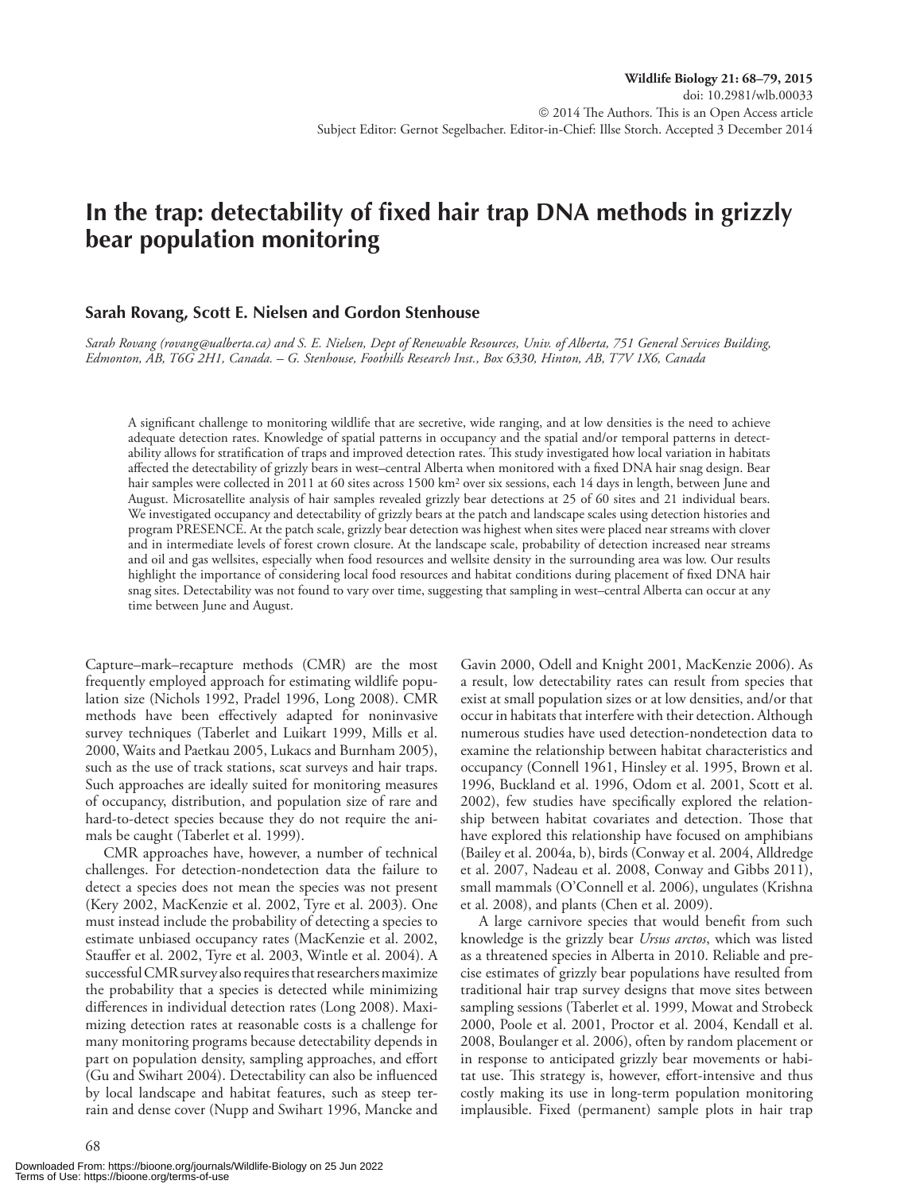# In the trap: detectability of fixed hair trap DNA methods in grizzly bear population monitoring

**Sarah Rovang, Scott E. Nielsen and Gordon Stenhouse**

*Sarah Rovang (rovang@ualberta.ca) and S. E. Nielsen, Dept of Renewable Resources, Univ. of Alberta, 751 General Services Building, Edmonton, AB, T6G 2H1, Canada. – G. Stenhouse, Foothills Research Inst., Box 6330, Hinton, AB, T7V 1X6, Canada*

A significant challenge to monitoring wildlife that are secretive, wide ranging, and at low densities is the need to achieve adequate detection rates. Knowledge of spatial patterns in occupancy and the spatial and/or temporal patterns in detectability allows for stratification of traps and improved detection rates. This study investigated how local variation in habitats affected the detectability of grizzly bears in west–central Alberta when monitored with a fixed DNA hair snag design. Bear hair samples were collected in 2011 at 60 sites across 1500 km² over six sessions, each 14 days in length, between June and August. Microsatellite analysis of hair samples revealed grizzly bear detections at 25 of 60 sites and 21 individual bears. We investigated occupancy and detectability of grizzly bears at the patch and landscape scales using detection histories and program PRESENCE. At the patch scale, grizzly bear detection was highest when sites were placed near streams with clover and in intermediate levels of forest crown closure. At the landscape scale, probability of detection increased near streams and oil and gas wellsites, especially when food resources and wellsite density in the surrounding area was low. Our results highlight the importance of considering local food resources and habitat conditions during placement of fixed DNA hair snag sites. Detectability was not found to vary over time, suggesting that sampling in west–central Alberta can occur at any time between June and August.

Capture–mark–recapture methods (CMR) are the most frequently employed approach for estimating wildlife population size (Nichols 1992, Pradel 1996, Long 2008). CMR methods have been effectively adapted for noninvasive survey techniques (Taberlet and Luikart 1999, Mills et al. 2000, Waits and Paetkau 2005, Lukacs and Burnham 2005), such as the use of track stations, scat surveys and hair traps. Such approaches are ideally suited for monitoring measures of occupancy, distribution, and population size of rare and hard-to-detect species because they do not require the animals be caught (Taberlet et al. 1999).

CMR approaches have, however, a number of technical challenges. For detection-nondetection data the failure to detect a species does not mean the species was not present (Kery 2002, MacKenzie et al. 2002, Tyre et al. 2003). One must instead include the probability of detecting a species to estimate unbiased occupancy rates (MacKenzie et al. 2002, Stauffer et al. 2002, Tyre et al. 2003, Wintle et al. 2004). A successful CMR survey also requires that researchers maximize the probability that a species is detected while minimizing differences in individual detection rates (Long 2008). Maximizing detection rates at reasonable costs is a challenge for many monitoring programs because detectability depends in part on population density, sampling approaches, and effort (Gu and Swihart 2004). Detectability can also be influenced by local landscape and habitat features, such as steep terrain and dense cover (Nupp and Swihart 1996, Mancke and Gavin 2000, Odell and Knight 2001, MacKenzie 2006). As a result, low detectability rates can result from species that exist at small population sizes or at low densities, and/or that occur in habitats that interfere with their detection. Although numerous studies have used detection-nondetection data to examine the relationship between habitat characteristics and occupancy (Connell 1961, Hinsley et al. 1995, Brown et al. 1996, Buckland et al. 1996, Odom et al. 2001, Scott et al. 2002), few studies have specifically explored the relationship between habitat covariates and detection. Those that have explored this relationship have focused on amphibians (Bailey et al. 2004a, b), birds (Conway et al. 2004, Alldredge et al. 2007, Nadeau et al. 2008, Conway and Gibbs 2011), small mammals (O'Connell et al. 2006), ungulates (Krishna et al. 2008), and plants (Chen et al. 2009).

A large carnivore species that would benefit from such knowledge is the grizzly bear *Ursus arctos*, which was listed as a threatened species in Alberta in 2010. Reliable and precise estimates of grizzly bear populations have resulted from traditional hair trap survey designs that move sites between sampling sessions (Taberlet et al. 1999, Mowat and Strobeck 2000, Poole et al. 2001, Proctor et al. 2004, Kendall et al. 2008, Boulanger et al. 2006), often by random placement or in response to anticipated grizzly bear movements or habitat use. This strategy is, however, effort-intensive and thus costly making its use in long-term population monitoring implausible. Fixed (permanent) sample plots in hair trap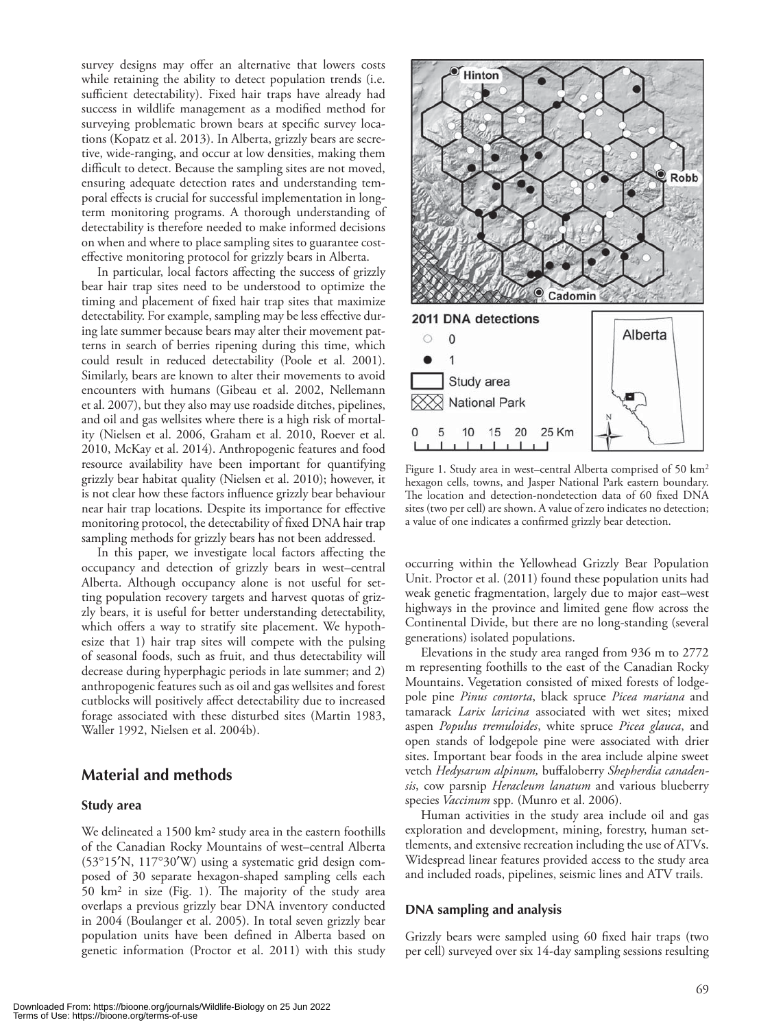survey designs may offer an alternative that lowers costs while retaining the ability to detect population trends (i.e. sufficient detectability). Fixed hair traps have already had success in wildlife management as a modified method for surveying problematic brown bears at specific survey locations (Kopatz et al. 2013). In Alberta, grizzly bears are secretive, wide-ranging, and occur at low densities, making them difficult to detect. Because the sampling sites are not moved, ensuring adequate detection rates and understanding temporal effects is crucial for successful implementation in long-term monitoring programs. A thorough understanding of detectability is therefore needed to make informed decisions on when and where to place sampling sites to guarantee cost-effective monitoring protocol for grizzly bears in Alberta.

In particular, local factors affecting the success of grizzly bear hair trap sites need to be understood to optimize the timing and placement of fixed hair trap sites that maximize detectability. For example, sampling may be less effective during late summer because bears may alter their movement patterns in search of berries ripening during this time, which could result in reduced detectability (Poole et al. 2001). Similarly, bears are known to alter their movements to avoid encounters with humans (Gibeau et al. 2002, Nellemann et al. 2007), but they also may use roadside ditches, pipelines, and oil and gas wellsites where there is a high risk of mortality (Nielsen et al. 2006, Graham et al. 2010, Roever et al. 2010, McKay et al. 2014). Anthropogenic features and food resource availability have been important for quantifying grizzly bear habitat quality (Nielsen et al. 2010); however, it is not clear how these factors influence grizzly bear behaviour near hair trap locations. Despite its importance for effective monitoring protocol, the detectability of fixed DNA hair trap sampling methods for grizzly bears has not been addressed.

In this paper, we investigate local factors affecting the occupancy and detection of grizzly bears in west–central Alberta. Although occupancy alone is not useful for setting population recovery targets and harvest quotas of grizzly bears, it is useful for better understanding detectability, which offers a way to stratify site placement. We hypothesize that 1) hair trap sites will compete with the pulsing of seasonal foods, such as fruit, and thus detectability will decrease during hyperphagic periods in late summer; and 2) anthropogenic features such as oil and gas wellsites and forest cutblocks will positively affect detectability due to increased forage associated with these disturbed sites (Martin 1983, Waller 1992, Nielsen et al. 2004b).

## Material and methods

### Study area

We delineated a 1500 km² study area in the eastern foothills of the Canadian Rocky Mountains of west–central Alberta (53°15′N, 117°30′W) using a systematic grid design composed of 30 separate hexagon-shaped sampling cells each 50 km² in size (Fig. 1). The majority of the study area overlaps a previous grizzly bear DNA inventory conducted in 2004 (Boulanger et al. 2005). In total seven grizzly bear population units have been defined in Alberta based on genetic information (Proctor et al. 2011) with this study occurring within the Yellowhead Grizzly Bear Population Unit. Proctor et al. (2011) found these population units had weak genetic fragmentation, largely due to major east–west highways in the province and limited gene flow across the Continental Divide, but there are no long-standing (several generations) isolated populations.

Figure 1. Study area in west–central Alberta comprised of 50 km² hexagon cells, towns, and Jasper National Park eastern boundary. The location and detection-nondetection data of 60 fixed DNA sites (two per cell) are shown. A value of zero indicates no detection; a value of one indicates a confirmed grizzly bear detection.

Elevations in the study area ranged from 936 m to 2772 m representing foothills to the east of the Canadian Rocky Mountains. Vegetation consisted of mixed forests of lodgepole pine *Pinus contorta*, black spruce *Picea mariana* and tamarack *Larix laricina* associated with wet sites; mixed aspen *Populus tremuloides*, white spruce *Picea glauca*, and open stands of lodgepole pine were associated with drier sites. Important bear foods in the area include alpine sweet vetch *Hedysarum alpinum,* buffaloberry *Shepherdia canadensis*, cow parsnip *Heracleum lanatum* and various blueberry species *Vaccinum* spp. (Munro et al. 2006).

Human activities in the study area include oil and gas exploration and development, mining, forestry, human settlements, and extensive recreation including the use of ATVs. Widespread linear features provided access to the study area and included roads, pipelines, seismic lines and ATV trails.

### DNA sampling and analysis

Grizzly bears were sampled using 60 fixed hair traps (two per cell) surveyed over six 14-day sampling sessions resulting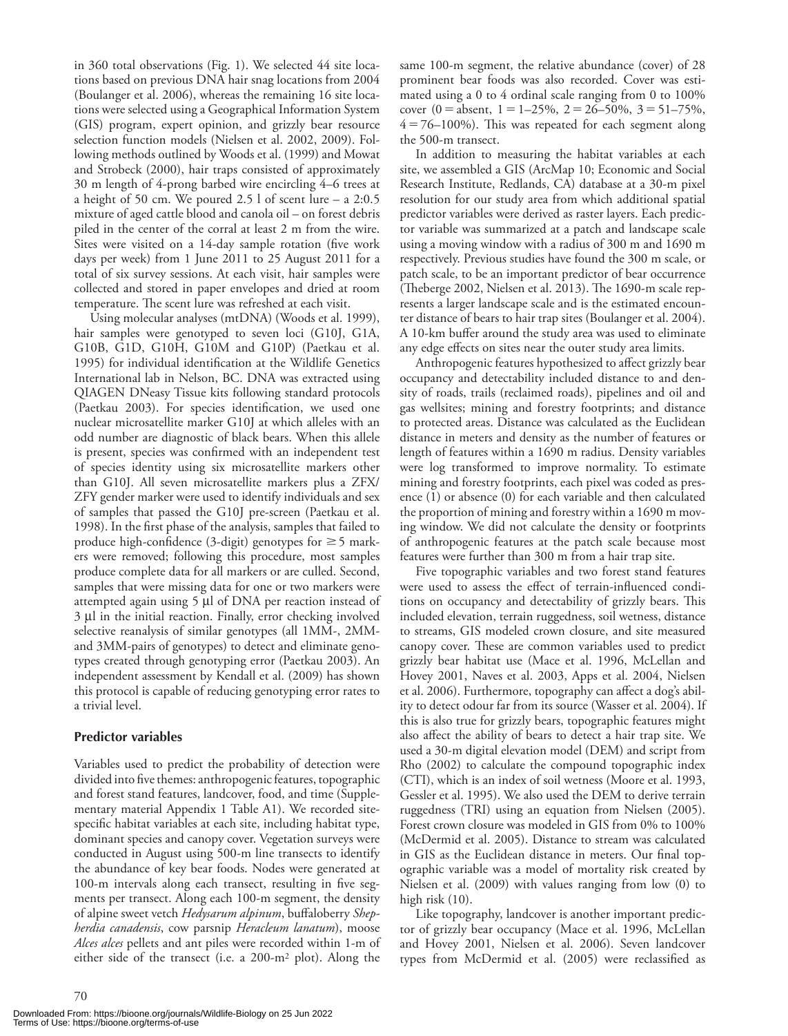in 360 total observations (Fig. 1). We selected 44 site locations based on previous DNA hair snag locations from 2004 (Boulanger et al. 2006), whereas the remaining 16 site locations were selected using a Geographical Information System (GIS) program, expert opinion, and grizzly bear resource selection function models (Nielsen et al. 2002, 2009). Following methods outlined by Woods et al. (1999) and Mowat and Strobeck (2000), hair traps consisted of approximately 30 m length of 4-prong barbed wire encircling 4–6 trees at a height of 50 cm. We poured 2.5 l of scent lure – a 2:0.5 mixture of aged cattle blood and canola oil – on forest debris piled in the center of the corral at least 2 m from the wire. Sites were visited on a 14-day sample rotation (five work days per week) from 1 June 2011 to 25 August 2011 for a total of six survey sessions. At each visit, hair samples were collected and stored in paper envelopes and dried at room temperature. The scent lure was refreshed at each visit.

Using molecular analyses (mtDNA) (Woods et al. 1999), hair samples were genotyped to seven loci (G10J, G1A, G10B, G1D, G10H, G10M and G10P) (Paetkau et al. 1995) for individual identification at the Wildlife Genetics International lab in Nelson, BC. DNA was extracted using QIAGEN DNeasy Tissue kits following standard protocols (Paetkau 2003). For species identification, we used one nuclear microsatellite marker G10J at which alleles with an odd number are diagnostic of black bears. When this allele is present, species was confirmed with an independent test of species identity using six microsatellite markers other than G10J. All seven microsatellite markers plus a ZFX/ZFY gender marker were used to identify individuals and sex of samples that passed the G10J pre-screen (Paetkau et al. 1998). In the first phase of the analysis, samples that failed to produce high-confidence (3-digit) genotypes for ≥ 5 markers were removed; following this procedure, most samples produce complete data for all markers or are culled. Second, samples that were missing data for one or two markers were attempted again using 5 μl of DNA per reaction instead of 3 μl in the initial reaction. Finally, error checking involved selective reanalysis of similar genotypes (all 1MM-, 2MM- and 3MM-pairs of genotypes) to detect and eliminate genotypes created through genotyping error (Paetkau 2003). An independent assessment by Kendall et al. (2009) has shown this protocol is capable of reducing genotyping error rates to a trivial level.

## Predictor variables

Variables used to predict the probability of detection were divided into five themes: anthropogenic features, topographic and forest stand features, landcover, food, and time (Supplementary material Appendix 1 Table A1). We recorded site-specific habitat variables at each site, including habitat type, dominant species and canopy cover. Vegetation surveys were conducted in August using 500-m line transects to identify the abundance of key bear foods. Nodes were generated at 100-m intervals along each transect, resulting in five segments per transect. Along each 100-m segment, the density of alpine sweet vetch *Hedysarum alpinum*, buffaloberry *Shepherdia canadensis*, cow parsnip *Heracleum lanatum*), moose *Alces alces* pellets and ant piles were recorded within 1-m of either side of the transect (i.e. a 200-m² plot). Along the same 100-m segment, the relative abundance (cover) of 28 prominent bear foods was also recorded. Cover was estimated using a 0 to 4 ordinal scale ranging from 0 to 100% cover (0 = absent, 1 = 1–25%, 2 = 26–50%, 3 = 51–75%, 4 = 76–100%). This was repeated for each segment along the 500-m transect.

In addition to measuring the habitat variables at each site, we assembled a GIS (ArcMap 10; Economic and Social Research Institute, Redlands, CA) database at a 30-m pixel resolution for our study area from which additional spatial predictor variables were derived as raster layers. Each predictor variable was summarized at a patch and landscape scale using a moving window with a radius of 300 m and 1690 m respectively. Previous studies have found the 300 m scale, or patch scale, to be an important predictor of bear occurrence (Theberge 2002, Nielsen et al. 2013). The 1690-m scale represents a larger landscape scale and is the estimated encounter distance of bears to hair trap sites (Boulanger et al. 2004). A 10-km buffer around the study area was used to eliminate any edge effects on sites near the outer study area limits.

Anthropogenic features hypothesized to affect grizzly bear occupancy and detectability included distance to and density of roads, trails (reclaimed roads), pipelines and oil and gas wellsites; mining and forestry footprints; and distance to protected areas. Distance was calculated as the Euclidean distance in meters and density as the number of features or length of features within a 1690 m radius. Density variables were log transformed to improve normality. To estimate mining and forestry footprints, each pixel was coded as presence (1) or absence (0) for each variable and then calculated the proportion of mining and forestry within a 1690 m moving window. We did not calculate the density or footprints of anthropogenic features at the patch scale because most features were further than 300 m from a hair trap site.

Five topographic variables and two forest stand features were used to assess the effect of terrain-influenced conditions on occupancy and detectability of grizzly bears. This included elevation, terrain ruggedness, soil wetness, distance to streams, GIS modeled crown closure, and site measured canopy cover. These are common variables used to predict grizzly bear habitat use (Mace et al. 1996, McLellan and Hovey 2001, Naves et al. 2003, Apps et al. 2004, Nielsen et al. 2006). Furthermore, topography can affect a dog's ability to detect odour far from its source (Wasser et al. 2004). If this is also true for grizzly bears, topographic features might also affect the ability of bears to detect a hair trap site. We used a 30-m digital elevation model (DEM) and script from Rho (2002) to calculate the compound topographic index (CTI), which is an index of soil wetness (Moore et al. 1993, Gessler et al. 1995). We also used the DEM to derive terrain ruggedness (TRI) using an equation from Nielsen (2005). Forest crown closure was modeled in GIS from 0% to 100% (McDermid et al. 2005). Distance to stream was calculated in GIS as the Euclidean distance in meters. Our final topographic variable was a model of mortality risk created by Nielsen et al. (2009) with values ranging from low (0) to high risk (10).

Like topography, landcover is another important predictor of grizzly bear occupancy (Mace et al. 1996, McLellan and Hovey 2001, Nielsen et al. 2006). Seven landcover types from McDermid et al. (2005) were reclassified as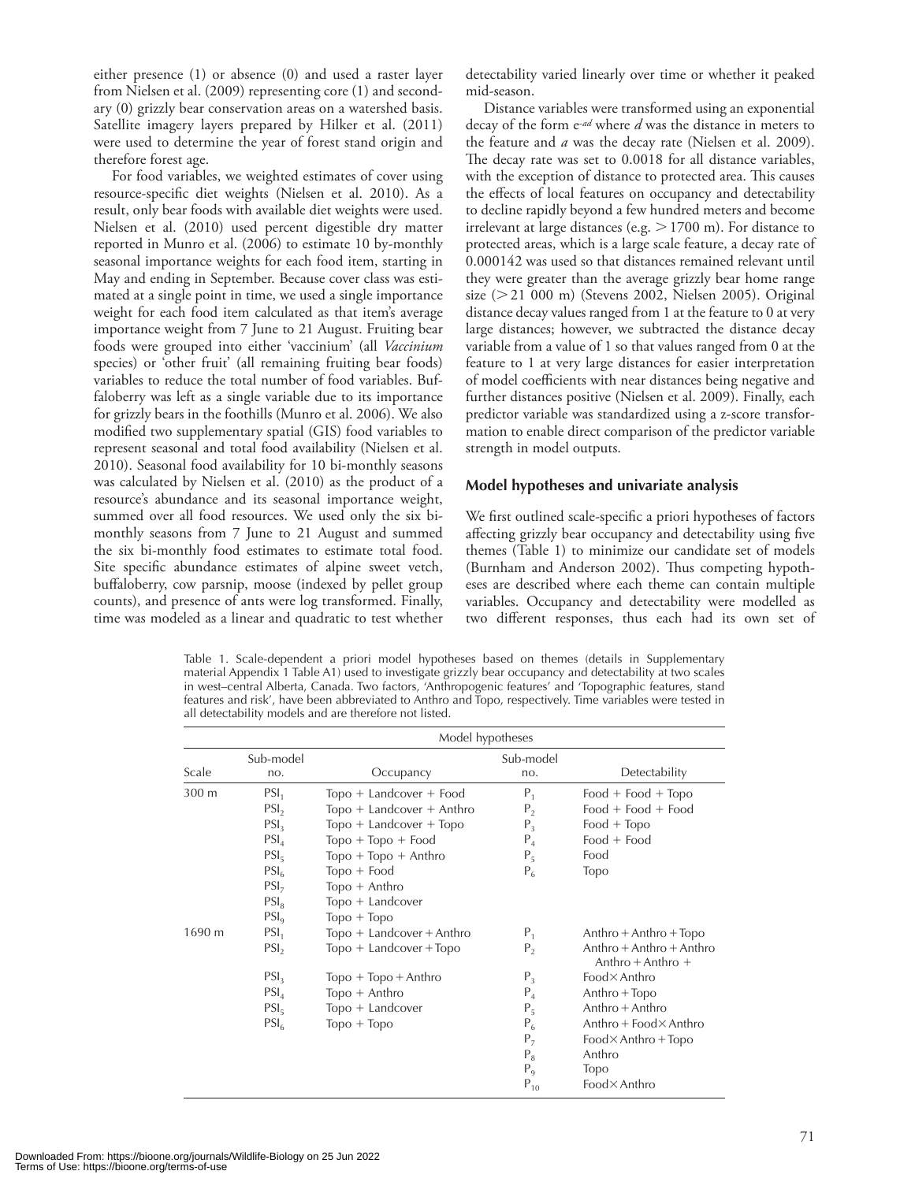either presence (1) or absence (0) and used a raster layer from Nielsen et al. (2009) representing core (1) and secondary (0) grizzly bear conservation areas on a watershed basis. Satellite imagery layers prepared by Hilker et al. (2011) were used to determine the year of forest stand origin and therefore forest age.

For food variables, we weighted estimates of cover using resource-specific diet weights (Nielsen et al. 2010). As a result, only bear foods with available diet weights were used. Nielsen et al. (2010) used percent digestible dry matter reported in Munro et al. (2006) to estimate 10 by-monthly seasonal importance weights for each food item, starting in May and ending in September. Because cover class was estimated at a single point in time, we used a single importance weight for each food item calculated as that item's average importance weight from 7 June to 21 August. Fruiting bear foods were grouped into either 'vaccinium' (all *Vaccinium* species) or 'other fruit' (all remaining fruiting bear foods) variables to reduce the total number of food variables. Buffaloberry was left as a single variable due to its importance for grizzly bears in the foothills (Munro et al. 2006). We also modified two supplementary spatial (GIS) food variables to represent seasonal and total food availability (Nielsen et al. 2010). Seasonal food availability for 10 bi-monthly seasons was calculated by Nielsen et al. (2010) as the product of a resource's abundance and its seasonal importance weight, summed over all food resources. We used only the six bi-monthly seasons from 7 June to 21 August and summed the six bi-monthly food estimates to estimate total food. Site specific abundance estimates of alpine sweet vetch, buffaloberry, cow parsnip, moose (indexed by pellet group counts), and presence of ants were log transformed. Finally, time was modeled as a linear and quadratic to test whether detectability varied linearly over time or whether it peaked mid-season.

Distance variables were transformed using an exponential decay of the form $e^{-ad}$ where $d$ was the distance in meters to the feature and $a$ was the decay rate (Nielsen et al. 2009). The decay rate was set to 0.0018 for all distance variables, with the exception of distance to protected area. This causes the effects of local features on occupancy and detectability to decline rapidly beyond a few hundred meters and become irrelevant at large distances (e.g. $>$1700 m). For distance to protected areas, which is a large scale feature, a decay rate of 0.000142 was used so that distances remained relevant until they were greater than the average grizzly bear home range size ($>$21 000 m) (Stevens 2002, Nielsen 2005). Original distance decay values ranged from 1 at the feature to 0 at very large distances; however, we subtracted the distance decay variable from a value of 1 so that values ranged from 0 at the feature to 1 at very large distances for easier interpretation of model coefficients with near distances being negative and further distances positive (Nielsen et al. 2009). Finally, each predictor variable was standardized using a z-score transformation to enable direct comparison of the predictor variable strength in model outputs.

## Model hypotheses and univariate analysis

We first outlined scale-specific a priori hypotheses of factors affecting grizzly bear occupancy and detectability using five themes (Table 1) to minimize our candidate set of models (Burnham and Anderson 2002). Thus competing hypotheses are described where each theme can contain multiple variables. Occupancy and detectability were modelled as two different responses, thus each had its own set of

Table 1. Scale-dependent a priori model hypotheses based on themes (details in Supplementary material Appendix 1 Table A1) used to investigate grizzly bear occupancy and detectability at two scales in west–central Alberta, Canada. Two factors, 'Anthropogenic features' and 'Topographic features, stand features and risk', have been abbreviated to Anthro and Topo, respectively. Time variables were tested in all detectability models and are therefore not listed.

| | Model hypotheses | | | |
|---|---|---|---|---|
| Scale | Sub-model no. | Occupancy | Sub-model no. | Detectability |
| 300 m | $PSI_1$ | Topo + Landcover + Food | $P_1$ | Food + Food + Topo |
| | $PSI_2$ | Topo + Landcover + Anthro | $P_2$ | Food + Food + Food |
| | $PSI_3$ | Topo + Landcover + Topo | $P_3$ | Food + Topo |
| | $PSI_4$ | Topo + Topo + Food | $P_4$ | Food + Food |
| | $PSI_5$ | Topo + Topo + Anthro | $P_5$ | Food |
| | $PSI_6$ | Topo + Food | $P_6$ | Topo |
| | $PSI_7$ | Topo + Anthro | | |
| | $PSI_8$ | Topo + Landcover | | |
| | $PSI_9$ | Topo + Topo | | |
| 1690 m | $PSI_1$ | Topo + Landcover + Anthro | $P_1$ | Anthro + Anthro + Topo |
| | $PSI_2$ | Topo + Landcover + Topo | $P_2$ | Anthro + Anthro + Anthro Anthro + Anthro + |
| | $PSI_3$ | Topo + Topo + Anthro | $P_3$ | Food × Anthro |
| | $PSI_4$ | Topo + Anthro | $P_4$ | Anthro + Topo |
| | $PSI_5$ | Topo + Landcover | $P_5$ | Anthro + Anthro |
| | $PSI_6$ | Topo + Topo | $P_6$ | Anthro + Food × Anthro |
| | | | $P_7$ | Food × Anthro + Topo |
| | | | $P_8$ | Anthro |
| | | | $P_9$ | Topo |
| | | | $P_{10}$ | Food × Anthro |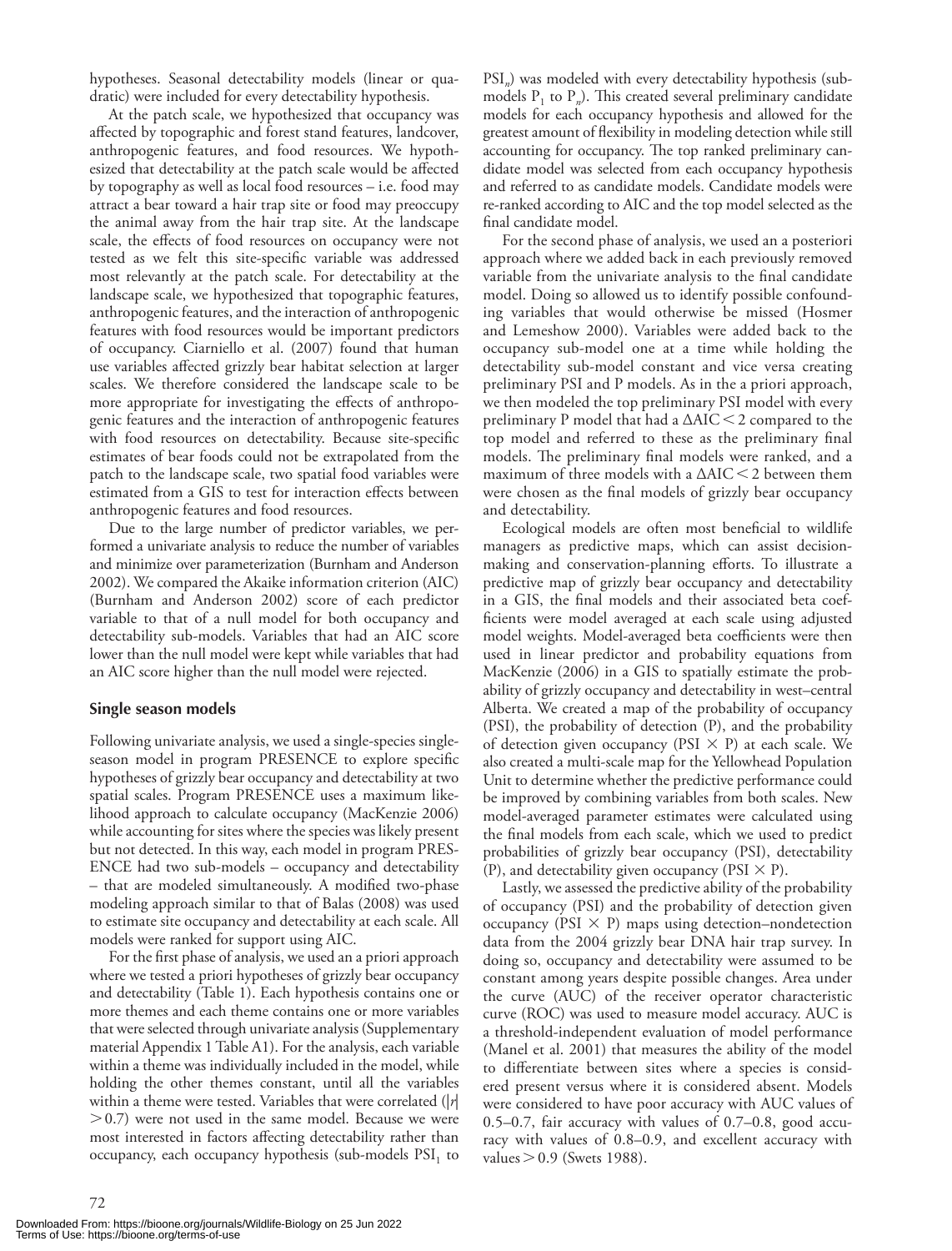hypotheses. Seasonal detectability models (linear or quadratic) were included for every detectability hypothesis.

At the patch scale, we hypothesized that occupancy was affected by topographic and forest stand features, landcover, anthropogenic features, and food resources. We hypothesized that detectability at the patch scale would be affected by topography as well as local food resources – i.e. food may attract a bear toward a hair trap site or food may preoccupy the animal away from the hair trap site. At the landscape scale, the effects of food resources on occupancy were not tested as we felt this site-specific variable was addressed most relevantly at the patch scale. For detectability at the landscape scale, we hypothesized that topographic features, anthropogenic features, and the interaction of anthropogenic features with food resources would be important predictors of occupancy. Ciarniello et al. (2007) found that human use variables affected grizzly bear habitat selection at larger scales. We therefore considered the landscape scale to be more appropriate for investigating the effects of anthropogenic features and the interaction of anthropogenic features with food resources on detectability. Because site-specific estimates of bear foods could not be extrapolated from the patch to the landscape scale, two spatial food variables were estimated from a GIS to test for interaction effects between anthropogenic features and food resources.

Due to the large number of predictor variables, we performed a univariate analysis to reduce the number of variables and minimize over parameterization (Burnham and Anderson 2002). We compared the Akaike information criterion (AIC) (Burnham and Anderson 2002) score of each predictor variable to that of a null model for both occupancy and detectability sub-models. Variables that had an AIC score lower than the null model were kept while variables that had an AIC score higher than the null model were rejected.

## Single season models

Following univariate analysis, we used a single-species single-season model in program PRESENCE to explore specific hypotheses of grizzly bear occupancy and detectability at two spatial scales. Program PRESENCE uses a maximum likelihood approach to calculate occupancy (MacKenzie 2006) while accounting for sites where the species was likely present but not detected. In this way, each model in program PRESENCE had two sub-models – occupancy and detectability – that are modeled simultaneously. A modified two-phase modeling approach similar to that of Balas (2008) was used to estimate site occupancy and detectability at each scale. All models were ranked for support using AIC.

For the first phase of analysis, we used an a priori approach where we tested a priori hypotheses of grizzly bear occupancy and detectability (Table 1). Each hypothesis contains one or more themes and each theme contains one or more variables that were selected through univariate analysis (Supplementary material Appendix 1 Table A1). For the analysis, each variable within a theme was individually included in the model, while holding the other themes constant, until all the variables within a theme were tested. Variables that were correlated ($|r| > 0.7$) were not used in the same model. Because we were most interested in factors affecting detectability rather than occupancy, each occupancy hypothesis (sub-models $PSI_1$ to $PSI_n$) was modeled with every detectability hypothesis (sub-models $P_1$ to $P_n$). This created several preliminary candidate models for each occupancy hypothesis and allowed for the greatest amount of flexibility in modeling detection while still accounting for occupancy. The top ranked preliminary candidate model was selected from each occupancy hypothesis and referred to as candidate models. Candidate models were re-ranked according to AIC and the top model selected as the final candidate model.

For the second phase of analysis, we used an a posteriori approach where we added back in each previously removed variable from the univariate analysis to the final candidate model. Doing so allowed us to identify possible confounding variables that would otherwise be missed (Hosmer and Lemeshow 2000). Variables were added back to the occupancy sub-model one at a time while holding the detectability sub-model constant and vice versa creating preliminary PSI and P models. As in the a priori approach, we then modeled the top preliminary PSI model with every preliminary P model that had a $\Delta AIC < 2$ compared to the top model and referred to these as the preliminary final models. The preliminary final models were ranked, and a maximum of three models with a $\Delta AIC < 2$ between them were chosen as the final models of grizzly bear occupancy and detectability.

Ecological models are often most beneficial to wildlife managers as predictive maps, which can assist decision-making and conservation-planning efforts. To illustrate a predictive map of grizzly bear occupancy and detectability in a GIS, the final models and their associated beta coefficients were model averaged at each scale using adjusted model weights. Model-averaged beta coefficients were then used in linear predictor and probability equations from MacKenzie (2006) in a GIS to spatially estimate the probability of grizzly occupancy and detectability in west–central Alberta. We created a map of the probability of occupancy (PSI), the probability of detection (P), and the probability of detection given occupancy ($PSI \times P$) at each scale. We also created a multi-scale map for the Yellowhead Population Unit to determine whether the predictive performance could be improved by combining variables from both scales. New model-averaged parameter estimates were calculated using the final models from each scale, which we used to predict probabilities of grizzly bear occupancy (PSI), detectability (P), and detectability given occupancy ($PSI \times P$).

Lastly, we assessed the predictive ability of the probability of occupancy (PSI) and the probability of detection given occupancy ($PSI \times P$) maps using detection–nondetection data from the 2004 grizzly bear DNA hair trap survey. In doing so, occupancy and detectability were assumed to be constant among years despite possible changes. Area under the curve (AUC) of the receiver operator characteristic curve (ROC) was used to measure model accuracy. AUC is a threshold-independent evaluation of model performance (Manel et al. 2001) that measures the ability of the model to differentiate between sites where a species is considered present versus where it is considered absent. Models were considered to have poor accuracy with AUC values of 0.5–0.7, fair accuracy with values of 0.7–0.8, good accuracy with values of 0.8–0.9, and excellent accuracy with values $> 0.9$ (Swets 1988).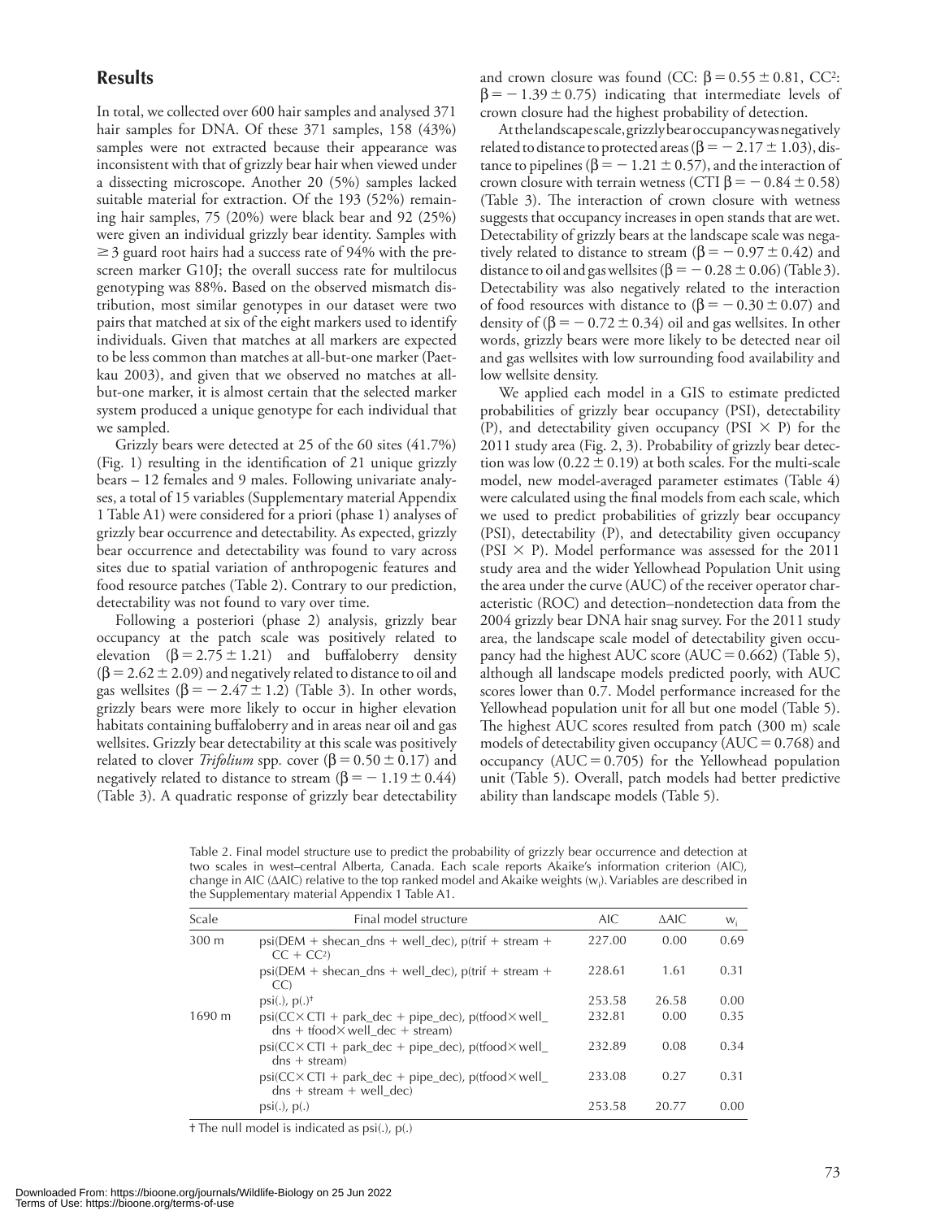## Results

In total, we collected over 600 hair samples and analysed 371 hair samples for DNA. Of these 371 samples, 158 (43%) samples were not extracted because their appearance was inconsistent with that of grizzly bear hair when viewed under a dissecting microscope. Another 20 (5%) samples lacked suitable material for extraction. Of the 193 (52%) remaining hair samples, 75 (20%) were black bear and 92 (25%) were given an individual grizzly bear identity. Samples with $\geq 3$ guard root hairs had a success rate of 94% with the pre-screen marker G10J; the overall success rate for multilocus genotyping was 88%. Based on the observed mismatch distribution, most similar genotypes in our dataset were two pairs that matched at six of the eight markers used to identify individuals. Given that matches at all markers are expected to be less common than matches at all-but-one marker (Paetkau 2003), and given that we observed no matches at all-but-one marker, it is almost certain that the selected marker system produced a unique genotype for each individual that we sampled.

Grizzly bears were detected at 25 of the 60 sites (41.7%) (Fig. 1) resulting in the identification of 21 unique grizzly bears – 12 females and 9 males. Following univariate analyses, a total of 15 variables (Supplementary material Appendix 1 Table A1) were considered for a priori (phase 1) analyses of grizzly bear occurrence and detectability. As expected, grizzly bear occurrence and detectability was found to vary across sites due to spatial variation of anthropogenic features and food resource patches (Table 2). Contrary to our prediction, detectability was not found to vary over time.

Following a posteriori (phase 2) analysis, grizzly bear occupancy at the patch scale was positively related to elevation ($\beta = 2.75 \pm 1.21$) and buffaloberry density ($\beta = 2.62 \pm 2.09$) and negatively related to distance to oil and gas wellsites ($\beta = -2.47 \pm 1.2$) (Table 3). In other words, grizzly bears were more likely to occur in higher elevation habitats containing buffaloberry and in areas near oil and gas wellsites. Grizzly bear detectability at this scale was positively related to clover *Trifolium* spp. cover ($\beta = 0.50 \pm 0.17$) and negatively related to distance to stream ($\beta = -1.19 \pm 0.44$) (Table 3). A quadratic response of grizzly bear detectability and crown closure was found (CC: $\beta = 0.55 \pm 0.81$, CC$^2$: $\beta = -1.39 \pm 0.75$) indicating that intermediate levels of crown closure had the highest probability of detection.

At the landscape scale, grizzly bear occupancy was negatively related to distance to protected areas ($\beta = -2.17 \pm 1.03$), distance to pipelines ($\beta = -1.21 \pm 0.57$), and the interaction of crown closure with terrain wetness (CTI $\beta = -0.84 \pm 0.58$) (Table 3). The interaction of crown closure with wetness suggests that occupancy increases in open stands that are wet. Detectability of grizzly bears at the landscape scale was negatively related to distance to stream ($\beta = -0.97 \pm 0.42$) and distance to oil and gas wellsites ($\beta = -0.28 \pm 0.06$) (Table 3). Detectability was also negatively related to the interaction of food resources with distance to ($\beta = -0.30 \pm 0.07$) and density of ($\beta = -0.72 \pm 0.34$) oil and gas wellsites. In other words, grizzly bears were more likely to be detected near oil and gas wellsites with low surrounding food availability and low wellsite density.

We applied each model in a GIS to estimate predicted probabilities of grizzly bear occupancy (PSI), detectability (P), and detectability given occupancy (PSI $\times$ P) for the 2011 study area (Fig. 2, 3). Probability of grizzly bear detection was low ($0.22 \pm 0.19$) at both scales. For the multi-scale model, new model-averaged parameter estimates (Table 4) were calculated using the final models from each scale, which we used to predict probabilities of grizzly bear occupancy (PSI), detectability (P), and detectability given occupancy (PSI $\times$ P). Model performance was assessed for the 2011 study area and the wider Yellowhead Population Unit using the area under the curve (AUC) of the receiver operator characteristic (ROC) and detection–nondetection data from the 2004 grizzly bear DNA hair snag survey. For the 2011 study area, the landscape scale model of detectability given occupancy had the highest AUC score (AUC = 0.662) (Table 5), although all landscape models predicted poorly, with AUC scores lower than 0.7. Model performance increased for the Yellowhead population unit for all but one model (Table 5). The highest AUC scores resulted from patch (300 m) scale models of detectability given occupancy (AUC = 0.768) and occupancy (AUC = 0.705) for the Yellowhead population unit (Table 5). Overall, patch models had better predictive ability than landscape models (Table 5).

Table 2. Final model structure use to predict the probability of grizzly bear occurrence and detection at two scales in west–central Alberta, Canada. Each scale reports Akaike's information criterion (AIC), change in AIC (ΔAIC) relative to the top ranked model and Akaike weights ($w_i$). Variables are described in the Supplementary material Appendix 1 Table A1.

| Scale | Final model structure | AIC | ΔAIC | $w_i$ |
|---|---|---|---|---|
| 300 m | psi(DEM + shecan_dns + well_dec), p(trif + stream + CC + CC$^2$) | 227.00 | 0.00 | 0.69 |
| | psi(DEM + shecan_dns + well_dec), p(trif + stream + CC) | 228.61 | 1.61 | 0.31 |
| | psi(.), p(.)† | 253.58 | 26.58 | 0.00 |
| 1690 m | psi(CC×CTI + park_dec + pipe_dec), p(tfood×well_dns + tfood×well_dec + stream) | 232.81 | 0.00 | 0.35 |
| | psi(CC×CTI + park_dec + pipe_dec), p(tfood×well_dns + stream) | 232.89 | 0.08 | 0.34 |
| | psi(CC×CTI + park_dec + pipe_dec), p(tfood×well_dns + stream + well_dec) | 233.08 | 0.27 | 0.31 |
| | psi(.), p(.) | 253.58 | 20.77 | 0.00 |

† The null model is indicated as psi(.), p(.)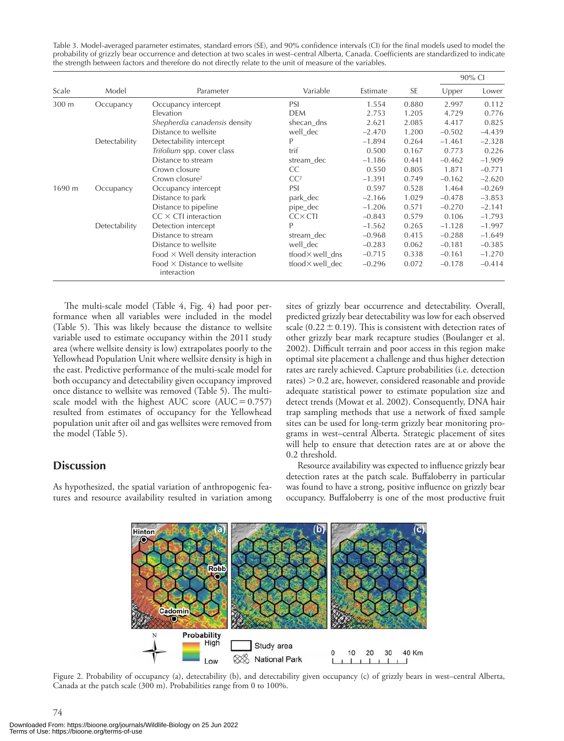Table 3. Model-averaged parameter estimates, standard errors (SE), and 90% confidence intervals (CI) for the final models used to model the probability of grizzly bear occurrence and detection at two scales in west–central Alberta, Canada. Coefficients are standardized to indicate the strength between factors and therefore do not directly relate to the unit of measure of the variables.

| Scale | Model | Parameter | Variable | Estimate | SE | 90% CI | |
|---|---|---|---|---|---|---|---|
| | | | | | | Upper | Lower |
| 300 m | Occupancy | Occupancy intercept | PSI | 1.554 | 0.880 | 2.997 | 0.112 |
| | | Elevation | DEM | 2.753 | 1.205 | 4.729 | 0.776 |
| | | *Shepherdia canadensis* density | shecan_dns | 2.621 | 2.085 | 4.417 | 0.825 |
| | | Distance to wellsite | well_dec | −2.470 | 1.200 | −0.502 | −4.439 |
| | Detectability | Detectability intercept | P | −1.894 | 0.264 | −1.461 | −2.328 |
| | | *Trifolium* spp. cover class | trif | 0.500 | 0.167 | 0.773 | 0.226 |
| | | Distance to stream | stream_dec | −1.186 | 0.441 | −0.462 | −1.909 |
| | | Crown closure | CC | 0.550 | 0.805 | 1.871 | −0.771 |
| | | Crown closure² | CC² | −1.391 | 0.749 | −0.162 | −2.620 |
| 1690 m | Occupancy | Occupancy intercept | PSI | 0.597 | 0.528 | 1.464 | −0.269 |
| | | Distance to park | park_dec | −2.166 | 1.029 | −0.478 | −3.853 |
| | | Distance to pipeline | pipe_dec | −1.206 | 0.571 | −0.270 | −2.141 |
| | | CC × CTI interaction | CC× CTI | −0.843 | 0.579 | 0.106 | −1.793 |
| | Detectability | Detection intercept | P | −1.562 | 0.265 | −1.128 | −1.997 |
| | | Distance to stream | stream_dec | −0.968 | 0.415 | −0.288 | −1.649 |
| | | Distance to wellsite | well_dec | −0.283 | 0.062 | −0.181 | −0.385 |
| | | Food × Well density interaction | tfood× well_dns | −0.715 | 0.338 | −0.161 | −1.270 |
| | | Food × Distance to wellsite interaction | tfood× well_dec | −0.296 | 0.072 | −0.178 | −0.414 |

The multi-scale model (Table 4, Fig. 4) had poor performance when all variables were included in the model (Table 5). This was likely because the distance to wellsite variable used to estimate occupancy within the 2011 study area (where wellsite density is low) extrapolates poorly to the Yellowhead Population Unit where wellsite density is high in the east. Predictive performance of the multi-scale model for both occupancy and detectability given occupancy improved once distance to wellsite was removed (Table 5). The multi-scale model with the highest AUC score (AUC = 0.757) resulted from estimates of occupancy for the Yellowhead population unit after oil and gas wellsites were removed from the model (Table 5).

## Discussion

As hypothesized, the spatial variation of anthropogenic features and resource availability resulted in variation among sites of grizzly bear occurrence and detectability. Overall, predicted grizzly bear detectability was low for each observed scale (0.22 ± 0.19). This is consistent with detection rates of other grizzly bear mark recapture studies (Boulanger et al. 2002). Difficult terrain and poor access in this region make optimal site placement a challenge and thus higher detection rates are rarely achieved. Capture probabilities (i.e. detection rates) > 0.2 are, however, considered reasonable and provide adequate statistical power to estimate population size and detect trends (Mowat et al. 2002). Consequently, DNA hair trap sampling methods that use a network of fixed sample sites can be used for long-term grizzly bear monitoring programs in west–central Alberta. Strategic placement of sites will help to ensure that detection rates are at or above the 0.2 threshold.

Resource availability was expected to influence grizzly bear detection rates at the patch scale. Buffaloberry in particular was found to have a strong, positive influence on grizzly bear occupancy. Buffaloberry is one of the most productive fruit

Figure 2. Probability of occupancy (a), detectability (b), and detectability given occupancy (c) of grizzly bears in west–central Alberta, Canada at the patch scale (300 m). Probabilities range from 0 to 100%.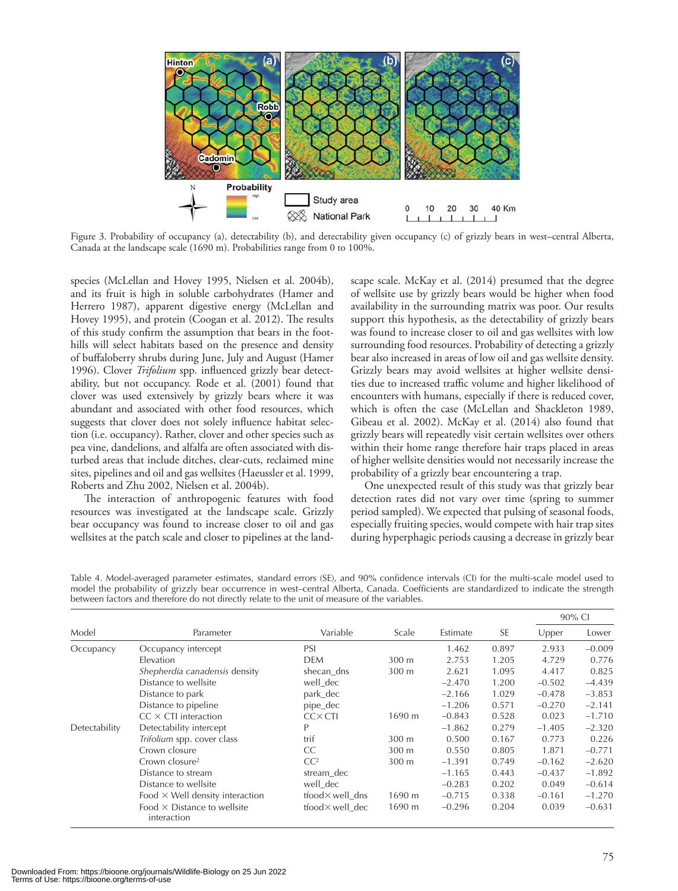Figure 3. Probability of occupancy (a), detectability (b), and detectability given occupancy (c) of grizzly bears in west–central Alberta, Canada at the landscape scale (1690 m). Probabilities range from 0 to 100%.

species (McLellan and Hovey 1995, Nielsen et al. 2004b), and its fruit is high in soluble carbohydrates (Hamer and Herrero 1987), apparent digestive energy (McLellan and Hovey 1995), and protein (Coogan et al. 2012). The results of this study confirm the assumption that bears in the foothills will select habitats based on the presence and density of buffaloberry shrubs during June, July and August (Hamer 1996). Clover *Trifolium* spp. influenced grizzly bear detectability, but not occupancy. Rode et al. (2001) found that clover was used extensively by grizzly bears where it was abundant and associated with other food resources, which suggests that clover does not solely influence habitat selection (i.e. occupancy). Rather, clover and other species such as pea vine, dandelions, and alfalfa are often associated with disturbed areas that include ditches, clear-cuts, reclaimed mine sites, pipelines and oil and gas wellsites (Haeussler et al. 1999, Roberts and Zhu 2002, Nielsen et al. 2004b).

The interaction of anthropogenic features with food resources was investigated at the landscape scale. Grizzly bear occupancy was found to increase closer to oil and gas wellsites at the patch scale and closer to pipelines at the landscape scale. McKay et al. (2014) presumed that the degree of wellsite use by grizzly bears would be higher when food availability in the surrounding matrix was poor. Our results support this hypothesis, as the detectability of grizzly bears was found to increase closer to oil and gas wellsites with low surrounding food resources. Probability of detecting a grizzly bear also increased in areas of low oil and gas wellsite density. Grizzly bears may avoid wellsites at higher wellsite densities due to increased traffic volume and higher likelihood of encounters with humans, especially if there is reduced cover, which is often the case (McLellan and Shackleton 1989, Gibeau et al. 2002). McKay et al. (2014) also found that grizzly bears will repeatedly visit certain wellsites over others within their home range therefore hair traps placed in areas of higher wellsite densities would not necessarily increase the probability of a grizzly bear encountering a trap.

One unexpected result of this study was that grizzly bear detection rates did not vary over time (spring to summer period sampled). We expected that pulsing of seasonal foods, especially fruiting species, would compete with hair trap sites during hyperphagic periods causing a decrease in grizzly bear

Table 4. Model-averaged parameter estimates, standard errors (SE), and 90% confidence intervals (CI) for the multi-scale model used to model the probability of grizzly bear occurrence in west–central Alberta, Canada. Coefficients are standardized to indicate the strength between factors and therefore do not directly relate to the unit of measure of the variables.

| Model | Parameter | Variable | Scale | Estimate | SE | 90% CI | |
|---|---|---|---|---|---|---|---|
| | | | | | | Upper | Lower |
| Occupancy | Occupancy intercept | PSI | | 1.462 | 0.897 | 2.933 | −0.009 |
| | Elevation | DEM | 300 m | 2.753 | 1.205 | 4.729 | 0.776 |
| | *Shepherdia canadensis* density | shecan_dns | 300 m | 2.621 | 1.095 | 4.417 | 0.825 |
| | Distance to wellsite | well_dec | | −2.470 | 1.200 | −0.502 | −4.439 |
| | Distance to park | park_dec | | −2.166 | 1.029 | −0.478 | −3.853 |
| | Distance to pipeline | pipe_dec | | −1.206 | 0.571 | −0.270 | −2.141 |
| | CC × CTI interaction | CC×CTI | 1690 m | −0.843 | 0.528 | 0.023 | −1.710 |
| Detectability | Detectability intercept | P | | −1.862 | 0.279 | −1.405 | −2.320 |
| | *Trifolium* spp. cover class | trif | 300 m | 0.500 | 0.167 | 0.773 | 0.226 |
| | Crown closure | CC | 300 m | 0.550 | 0.805 | 1.871 | −0.771 |
| | Crown closure$^2$ | $CC^2$ | 300 m | −1.391 | 0.749 | −0.162 | −2.620 |
| | Distance to stream | stream_dec | | −1.165 | 0.443 | −0.437 | −1.892 |
| | Distance to wellsite | well_dec | | −0.283 | 0.202 | 0.049 | −0.614 |
| | Food × Well density interaction | tfood×well_dns | 1690 m | −0.715 | 0.338 | −0.161 | −1.270 |
| | Food × Distance to wellsite interaction | tfood×well_dec | 1690 m | −0.296 | 0.204 | 0.039 | −0.631 |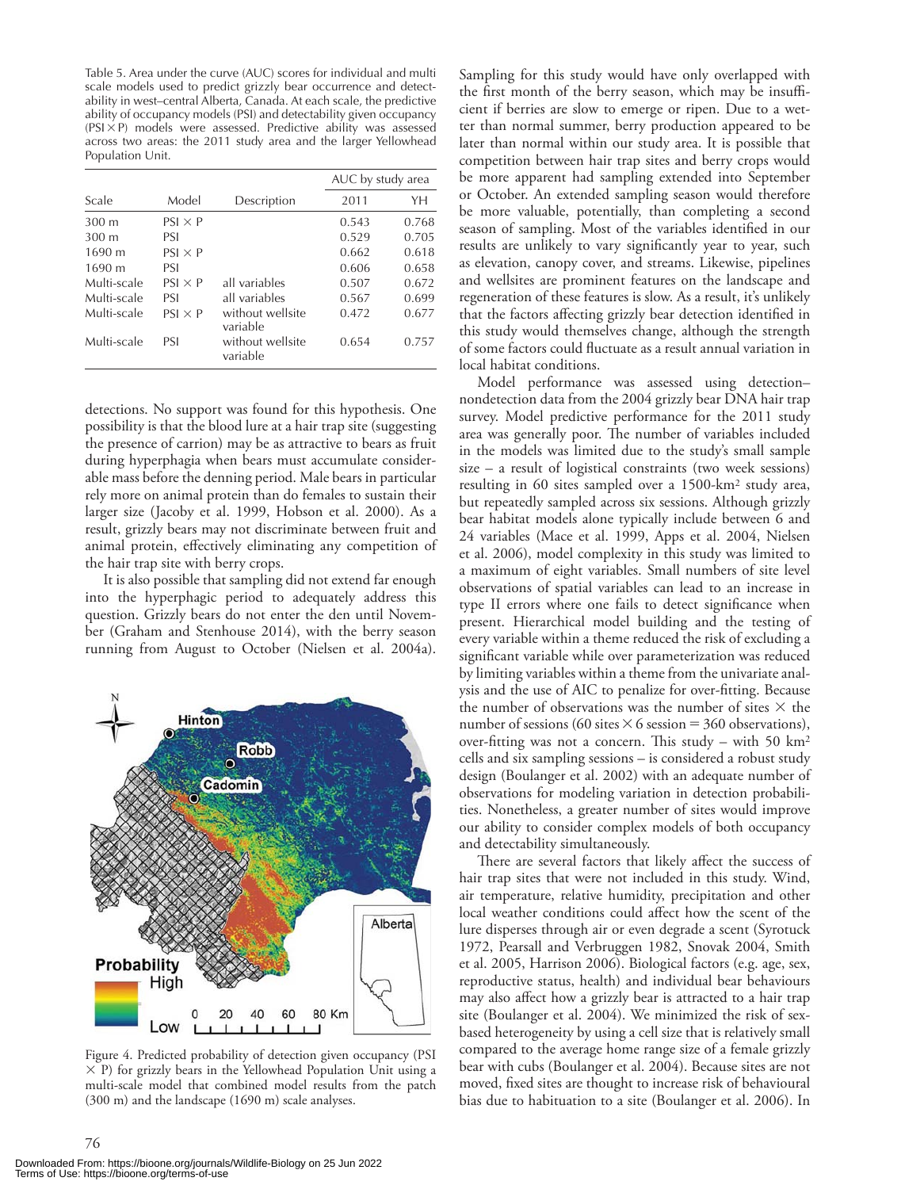Table 5. Area under the curve (AUC) scores for individual and multi scale models used to predict grizzly bear occurrence and detectability in west–central Alberta, Canada. At each scale, the predictive ability of occupancy models (PSI) and detectability given occupancy (PSI × P) models were assessed. Predictive ability was assessed across two areas: the 2011 study area and the larger Yellowhead Population Unit.

| Scale | Model | Description | AUC by study area | |
|---|---|---|---|---|
| | | | 2011 | YH |
| 300 m | PSI × P | | 0.543 | 0.768 |
| 300 m | PSI | | 0.529 | 0.705 |
| 1690 m | PSI × P | | 0.662 | 0.618 |
| 1690 m | PSI | | 0.606 | 0.658 |
| Multi-scale | PSI × P | all variables | 0.507 | 0.672 |
| Multi-scale | PSI | all variables | 0.567 | 0.699 |
| Multi-scale | PSI × P | without wellsite variable | 0.472 | 0.677 |
| Multi-scale | PSI | without wellsite variable | 0.654 | 0.757 |

detections. No support was found for this hypothesis. One possibility is that the blood lure at a hair trap site (suggesting the presence of carrion) may be as attractive to bears as fruit during hyperphagia when bears must accumulate considerable mass before the denning period. Male bears in particular rely more on animal protein than do females to sustain their larger size (Jacoby et al. 1999, Hobson et al. 2000). As a result, grizzly bears may not discriminate between fruit and animal protein, effectively eliminating any competition of the hair trap site with berry crops.

It is also possible that sampling did not extend far enough into the hyperphagic period to adequately address this question. Grizzly bears do not enter the den until November (Graham and Stenhouse 2014), with the berry season running from August to October (Nielsen et al. 2004a).

Figure 4. Predicted probability of detection given occupancy (PSI × P) for grizzly bears in the Yellowhead Population Unit using a multi-scale model that combined model results from the patch (300 m) and the landscape (1690 m) scale analyses.

Sampling for this study would have only overlapped with the first month of the berry season, which may be insufficient if berries are slow to emerge or ripen. Due to a wetter than normal summer, berry production appeared to be later than normal within our study area. It is possible that competition between hair trap sites and berry crops would be more apparent had sampling extended into September or October. An extended sampling season would therefore be more valuable, potentially, than completing a second season of sampling. Most of the variables identified in our results are unlikely to vary significantly year to year, such as elevation, canopy cover, and streams. Likewise, pipelines and wellsites are prominent features on the landscape and regeneration of these features is slow. As a result, it's unlikely that the factors affecting grizzly bear detection identified in this study would themselves change, although the strength of some factors could fluctuate as a result annual variation in local habitat conditions.

Model performance was assessed using detection–nondetection data from the 2004 grizzly bear DNA hair trap survey. Model predictive performance for the 2011 study area was generally poor. The number of variables included in the models was limited due to the study's small sample size – a result of logistical constraints (two week sessions) resulting in 60 sites sampled over a 1500-km$^2$ study area, but repeatedly sampled across six sessions. Although grizzly bear habitat models alone typically include between 6 and 24 variables (Mace et al. 1999, Apps et al. 2004, Nielsen et al. 2006), model complexity in this study was limited to a maximum of eight variables. Small numbers of site level observations of spatial variables can lead to an increase in type II errors where one fails to detect significance when present. Hierarchical model building and the testing of every variable within a theme reduced the risk of excluding a significant variable while over parameterization was reduced by limiting variables within a theme from the univariate analysis and the use of AIC to penalize for over-fitting. Because the number of observations was the number of sites × the number of sessions (60 sites × 6 session = 360 observations), over-fitting was not a concern. This study – with 50 km$^2$ cells and six sampling sessions – is considered a robust study design (Boulanger et al. 2002) with an adequate number of observations for modeling variation in detection probabilities. Nonetheless, a greater number of sites would improve our ability to consider complex models of both occupancy and detectability simultaneously.

There are several factors that likely affect the success of hair trap sites that were not included in this study. Wind, air temperature, relative humidity, precipitation and other local weather conditions could affect how the scent of the lure disperses through air or even degrade a scent (Syrotuck 1972, Pearsall and Verbruggen 1982, Snovak 2004, Smith et al. 2005, Harrison 2006). Biological factors (e.g. age, sex, reproductive status, health) and individual bear behaviours may also affect how a grizzly bear is attracted to a hair trap site (Boulanger et al. 2004). We minimized the risk of sex-based heterogeneity by using a cell size that is relatively small compared to the average home range size of a female grizzly bear with cubs (Boulanger et al. 2004). Because sites are not moved, fixed sites are thought to increase risk of behavioural bias due to habituation to a site (Boulanger et al. 2006). In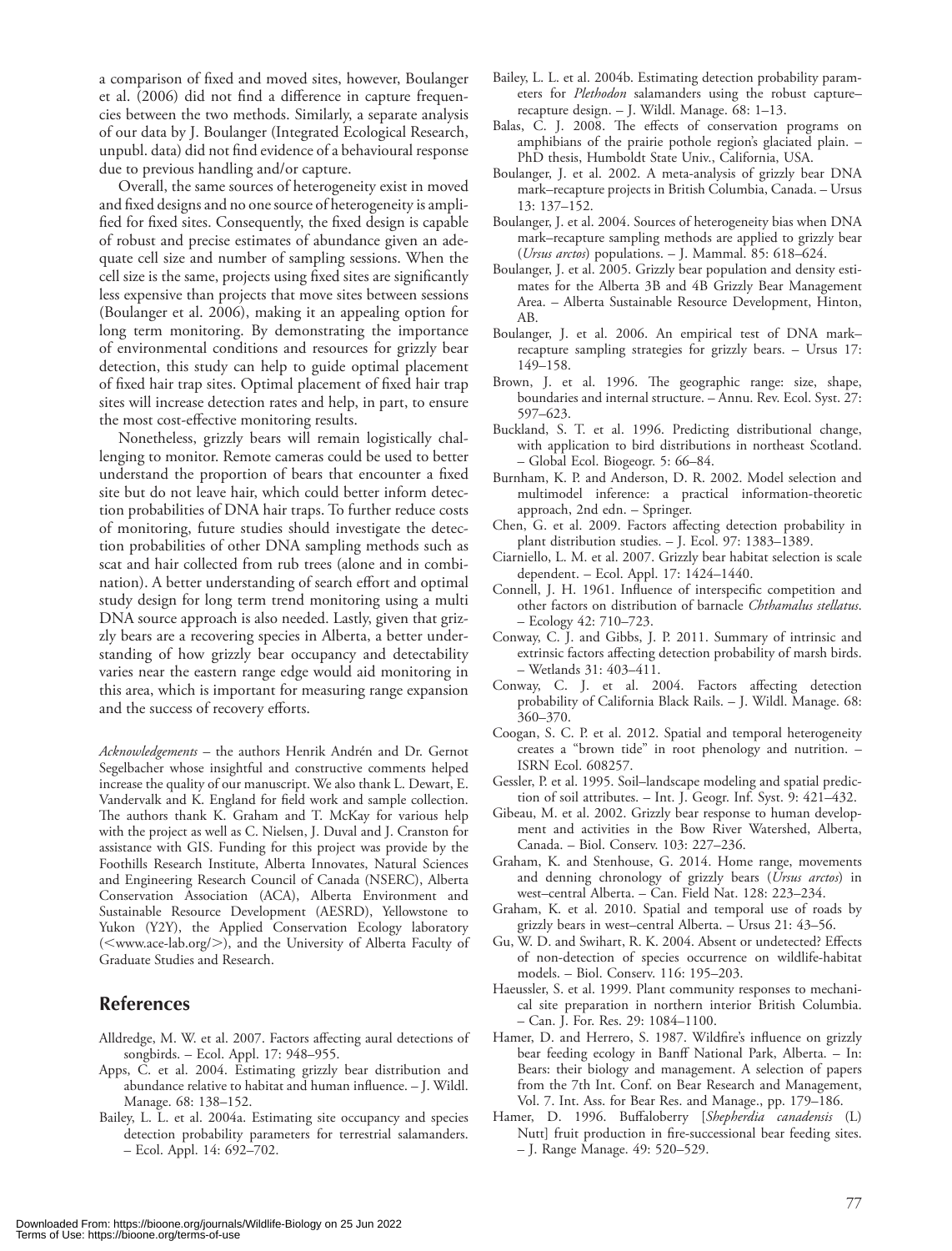a comparison of fixed and moved sites, however, Boulanger et al. (2006) did not find a difference in capture frequencies between the two methods. Similarly, a separate analysis of our data by J. Boulanger (Integrated Ecological Research, unpubl. data) did not find evidence of a behavioural response due to previous handling and/or capture.

Overall, the same sources of heterogeneity exist in moved and fixed designs and no one source of heterogeneity is amplified for fixed sites. Consequently, the fixed design is capable of robust and precise estimates of abundance given an adequate cell size and number of sampling sessions. When the cell size is the same, projects using fixed sites are significantly less expensive than projects that move sites between sessions (Boulanger et al. 2006), making it an appealing option for long term monitoring. By demonstrating the importance of environmental conditions and resources for grizzly bear detection, this study can help to guide optimal placement of fixed hair trap sites. Optimal placement of fixed hair trap sites will increase detection rates and help, in part, to ensure the most cost-effective monitoring results.

Nonetheless, grizzly bears will remain logistically challenging to monitor. Remote cameras could be used to better understand the proportion of bears that encounter a fixed site but do not leave hair, which could better inform detection probabilities of DNA hair traps. To further reduce costs of monitoring, future studies should investigate the detection probabilities of other DNA sampling methods such as scat and hair collected from rub trees (alone and in combination). A better understanding of search effort and optimal study design for long term trend monitoring using a multi DNA source approach is also needed. Lastly, given that grizzly bears are a recovering species in Alberta, a better understanding of how grizzly bear occupancy and detectability varies near the eastern range edge would aid monitoring in this area, which is important for measuring range expansion and the success of recovery efforts.

*Acknowledgements* – the authors Henrik Andrén and Dr. Gernot Segelbacher whose insightful and constructive comments helped increase the quality of our manuscript. We also thank L. Dewart, E. Vandervalk and K. England for field work and sample collection. The authors thank K. Graham and T. McKay for various help with the project as well as C. Nielsen, J. Duval and J. Cranston for assistance with GIS. Funding for this project was provide by the Foothills Research Institute, Alberta Innovates, Natural Sciences and Engineering Research Council of Canada (NSERC), Alberta Conservation Association (ACA), Alberta Environment and Sustainable Resource Development (AESRD), Yellowstone to Yukon (Y2Y), the Applied Conservation Ecology laboratory (<www.ace-lab.org/>), and the University of Alberta Faculty of Graduate Studies and Research.

## References

Alldredge, M. W. et al. 2007. Factors affecting aural detections of songbirds. – Ecol. Appl. 17: 948–955.

Apps, C. et al. 2004. Estimating grizzly bear distribution and abundance relative to habitat and human influence. – J. Wildl. Manage. 68: 138–152.

Bailey, L. L. et al. 2004a. Estimating site occupancy and species detection probability parameters for terrestrial salamanders. – Ecol. Appl. 14: 692–702.

Bailey, L. L. et al. 2004b. Estimating detection probability parameters for *Plethodon* salamanders using the robust capture–recapture design. – J. Wildl. Manage. 68: 1–13.

Balas, C. J. 2008. The effects of conservation programs on amphibians of the prairie pothole region's glaciated plain. – PhD thesis, Humboldt State Univ., California, USA.

Boulanger, J. et al. 2002. A meta-analysis of grizzly bear DNA mark–recapture projects in British Columbia, Canada. – Ursus 13: 137–152.

Boulanger, J. et al. 2004. Sources of heterogeneity bias when DNA mark–recapture sampling methods are applied to grizzly bear (*Ursus arctos*) populations. – J. Mammal. 85: 618–624.

Boulanger, J. et al. 2005. Grizzly bear population and density estimates for the Alberta 3B and 4B Grizzly Bear Management Area. – Alberta Sustainable Resource Development, Hinton, AB.

Boulanger, J. et al. 2006. An empirical test of DNA mark–recapture sampling strategies for grizzly bears. – Ursus 17: 149–158.

Brown, J. et al. 1996. The geographic range: size, shape, boundaries and internal structure. – Annu. Rev. Ecol. Syst. 27: 597–623.

Buckland, S. T. et al. 1996. Predicting distributional change, with application to bird distributions in northeast Scotland. – Global Ecol. Biogeogr. 5: 66–84.

Burnham, K. P. and Anderson, D. R. 2002. Model selection and multimodel inference: a practical information-theoretic approach, 2nd edn. – Springer.

Chen, G. et al. 2009. Factors affecting detection probability in plant distribution studies. – J. Ecol. 97: 1383–1389.

Ciarniello, L. M. et al. 2007. Grizzly bear habitat selection is scale dependent. – Ecol. Appl. 17: 1424–1440.

Connell, J. H. 1961. Influence of interspecific competition and other factors on distribution of barnacle *Chthamalus stellatus*. – Ecology 42: 710–723.

Conway, C. J. and Gibbs, J. P. 2011. Summary of intrinsic and extrinsic factors affecting detection probability of marsh birds. – Wetlands 31: 403–411.

Conway, C. J. et al. 2004. Factors affecting detection probability of California Black Rails. – J. Wildl. Manage. 68: 360–370.

Coogan, S. C. P. et al. 2012. Spatial and temporal heterogeneity creates a "brown tide" in root phenology and nutrition. – ISRN Ecol. 608257.

Gessler, P. et al. 1995. Soil–landscape modeling and spatial prediction of soil attributes. – Int. J. Geogr. Inf. Syst. 9: 421–432.

Gibeau, M. et al. 2002. Grizzly bear response to human development and activities in the Bow River Watershed, Alberta, Canada. – Biol. Conserv. 103: 227–236.

Graham, K. and Stenhouse, G. 2014. Home range, movements and denning chronology of grizzly bears (*Ursus arctos*) in west–central Alberta. – Can. Field Nat. 128: 223–234.

Graham, K. et al. 2010. Spatial and temporal use of roads by grizzly bears in west–central Alberta. – Ursus 21: 43–56.

Gu, W. D. and Swihart, R. K. 2004. Absent or undetected? Effects of non-detection of species occurrence on wildlife-habitat models. – Biol. Conserv. 116: 195–203.

Haeussler, S. et al. 1999. Plant community responses to mechanical site preparation in northern interior British Columbia. – Can. J. For. Res. 29: 1084–1100.

Hamer, D. and Herrero, S. 1987. Wildfire's influence on grizzly bear feeding ecology in Banff National Park, Alberta. – In: Bears: their biology and management. A selection of papers from the 7th Int. Conf. on Bear Research and Management, Vol. 7. Int. Ass. for Bear Res. and Manage., pp. 179–186.

Hamer, D. 1996. Buffaloberry [*Shepherdia canadensis* (L) Nutt] fruit production in fire-successional bear feeding sites. – J. Range Manage. 49: 520–529.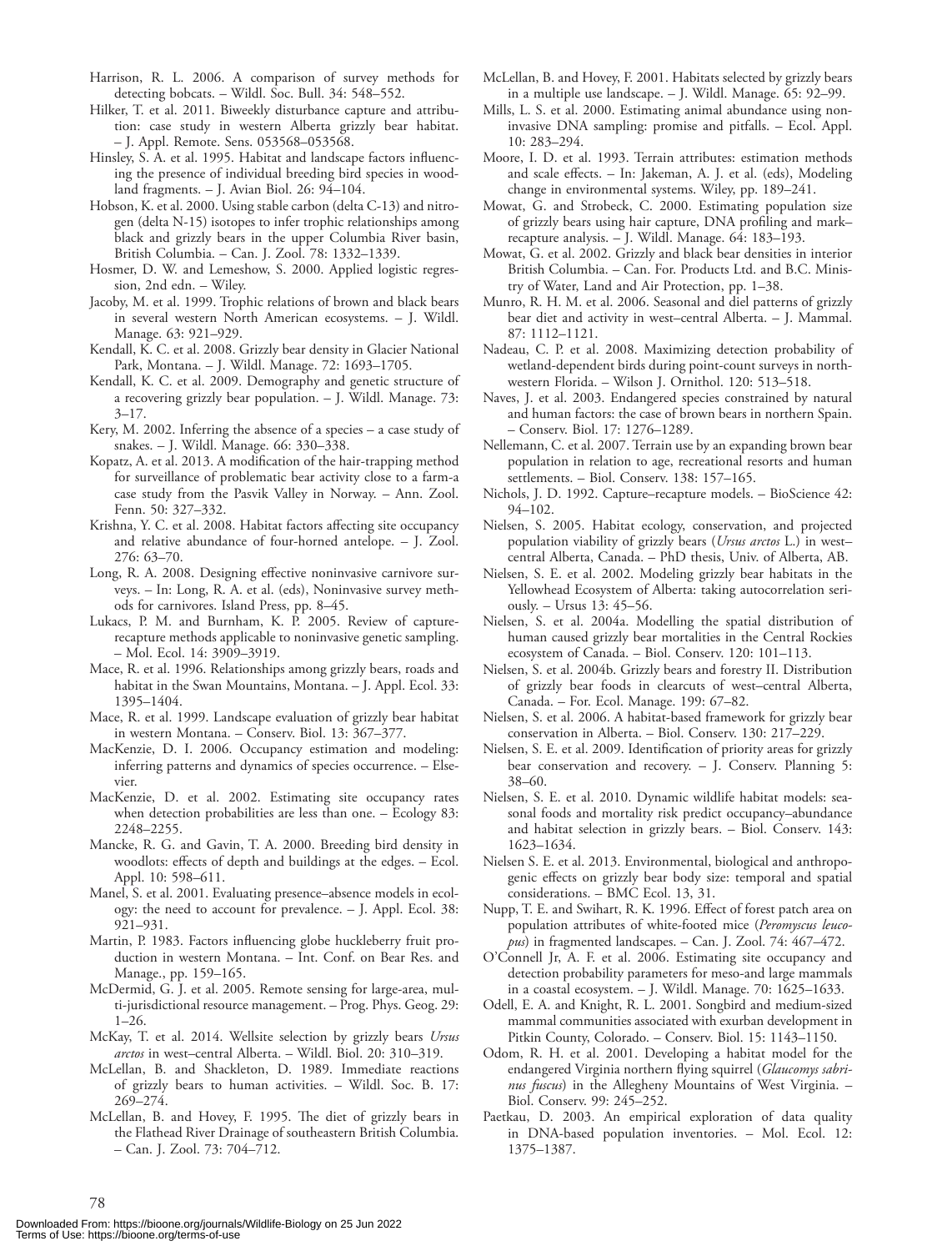Harrison, R. L. 2006. A comparison of survey methods for detecting bobcats. – Wildl. Soc. Bull. 34: 548–552.

Hilker, T. et al. 2011. Biweekly disturbance capture and attribution: case study in western Alberta grizzly bear habitat. – J. Appl. Remote. Sens. 053568–053568.

Hinsley, S. A. et al. 1995. Habitat and landscape factors influencing the presence of individual breeding bird species in woodland fragments. – J. Avian Biol. 26: 94–104.

Hobson, K. et al. 2000. Using stable carbon (delta C-13) and nitrogen (delta N-15) isotopes to infer trophic relationships among black and grizzly bears in the upper Columbia River basin, British Columbia. – Can. J. Zool. 78: 1332–1339.

Hosmer, D. W. and Lemeshow, S. 2000. Applied logistic regression, 2nd edn. – Wiley.

Jacoby, M. et al. 1999. Trophic relations of brown and black bears in several western North American ecosystems. – J. Wildl. Manage. 63: 921–929.

Kendall, K. C. et al. 2008. Grizzly bear density in Glacier National Park, Montana. – J. Wildl. Manage. 72: 1693–1705.

Kendall, K. C. et al. 2009. Demography and genetic structure of a recovering grizzly bear population. – J. Wildl. Manage. 73: 3–17.

Kery, M. 2002. Inferring the absence of a species – a case study of snakes. – J. Wildl. Manage. 66: 330–338.

Kopatz, A. et al. 2013. A modification of the hair-trapping method for surveillance of problematic bear activity close to a farm-a case study from the Pasvik Valley in Norway. – Ann. Zool. Fenn. 50: 327–332.

Krishna, Y. C. et al. 2008. Habitat factors affecting site occupancy and relative abundance of four-horned antelope. – J. Zool. 276: 63–70.

Long, R. A. 2008. Designing effective noninvasive carnivore surveys. – In: Long, R. A. et al. (eds), Noninvasive survey methods for carnivores. Island Press, pp. 8–45.

Lukacs, P. M. and Burnham, K. P. 2005. Review of capture-recapture methods applicable to noninvasive genetic sampling. – Mol. Ecol. 14: 3909–3919.

Mace, R. et al. 1996. Relationships among grizzly bears, roads and habitat in the Swan Mountains, Montana. – J. Appl. Ecol. 33: 1395–1404.

Mace, R. et al. 1999. Landscape evaluation of grizzly bear habitat in western Montana. – Conserv. Biol. 13: 367–377.

MacKenzie, D. I. 2006. Occupancy estimation and modeling: inferring patterns and dynamics of species occurrence. – Elsevier.

MacKenzie, D. et al. 2002. Estimating site occupancy rates when detection probabilities are less than one. – Ecology 83: 2248–2255.

Mancke, R. G. and Gavin, T. A. 2000. Breeding bird density in woodlots: effects of depth and buildings at the edges. – Ecol. Appl. 10: 598–611.

Manel, S. et al. 2001. Evaluating presence–absence models in ecology: the need to account for prevalence. – J. Appl. Ecol. 38: 921–931.

Martin, P. 1983. Factors influencing globe huckleberry fruit production in western Montana. – Int. Conf. on Bear Res. and Manage., pp. 159–165.

McDermid, G. J. et al. 2005. Remote sensing for large-area, multi-jurisdictional resource management. – Prog. Phys. Geog. 29: 1–26.

McKay, T. et al. 2014. Wellsite selection by grizzly bears *Ursus arctos* in west–central Alberta. – Wildl. Biol. 20: 310–319.

McLellan, B. and Shackleton, D. 1989. Immediate reactions of grizzly bears to human activities. – Wildl. Soc. B. 17: 269–274.

McLellan, B. and Hovey, F. 1995. The diet of grizzly bears in the Flathead River Drainage of southeastern British Columbia. – Can. J. Zool. 73: 704–712.

McLellan, B. and Hovey, F. 2001. Habitats selected by grizzly bears in a multiple use landscape. – J. Wildl. Manage. 65: 92–99.

Mills, L. S. et al. 2000. Estimating animal abundance using noninvasive DNA sampling: promise and pitfalls. – Ecol. Appl. 10: 283–294.

Moore, I. D. et al. 1993. Terrain attributes: estimation methods and scale effects. – In: Jakeman, A. J. et al. (eds), Modeling change in environmental systems. Wiley, pp. 189–241.

Mowat, G. and Strobeck, C. 2000. Estimating population size of grizzly bears using hair capture, DNA profiling and mark–recapture analysis. – J. Wildl. Manage. 64: 183–193.

Mowat, G. et al. 2002. Grizzly and black bear densities in interior British Columbia. – Can. For. Products Ltd. and B.C. Ministry of Water, Land and Air Protection, pp. 1–38.

Munro, R. H. M. et al. 2006. Seasonal and diel patterns of grizzly bear diet and activity in west–central Alberta. – J. Mammal. 87: 1112–1121.

Nadeau, C. P. et al. 2008. Maximizing detection probability of wetland-dependent birds during point-count surveys in northwestern Florida. – Wilson J. Ornithol. 120: 513–518.

Naves, J. et al. 2003. Endangered species constrained by natural and human factors: the case of brown bears in northern Spain. – Conserv. Biol. 17: 1276–1289.

Nellemann, C. et al. 2007. Terrain use by an expanding brown bear population in relation to age, recreational resorts and human settlements. – Biol. Conserv. 138: 157–165.

Nichols, J. D. 1992. Capture–recapture models. – BioScience 42: 94–102.

Nielsen, S. 2005. Habitat ecology, conservation, and projected population viability of grizzly bears (*Ursus arctos* L.) in west–central Alberta, Canada. – PhD thesis, Univ. of Alberta, AB.

Nielsen, S. E. et al. 2002. Modeling grizzly bear habitats in the Yellowhead Ecosystem of Alberta: taking autocorrelation seriously. – Ursus 13: 45–56.

Nielsen, S. et al. 2004a. Modelling the spatial distribution of human caused grizzly bear mortalities in the Central Rockies ecosystem of Canada. – Biol. Conserv. 120: 101–113.

Nielsen, S. et al. 2004b. Grizzly bears and forestry II. Distribution of grizzly bear foods in clearcuts of west–central Alberta, Canada. – For. Ecol. Manage. 199: 67–82.

Nielsen, S. et al. 2006. A habitat-based framework for grizzly bear conservation in Alberta. – Biol. Conserv. 130: 217–229.

Nielsen, S. E. et al. 2009. Identification of priority areas for grizzly bear conservation and recovery. – J. Conserv. Planning 5: 38–60.

Nielsen, S. E. et al. 2010. Dynamic wildlife habitat models: seasonal foods and mortality risk predict occupancy–abundance and habitat selection in grizzly bears. – Biol. Conserv. 143: 1623–1634.

Nielsen S. E. et al. 2013. Environmental, biological and anthropogenic effects on grizzly bear body size: temporal and spatial considerations. – BMC Ecol. 13, 31.

Nupp, T. E. and Swihart, R. K. 1996. Effect of forest patch area on population attributes of white-footed mice (*Peromyscus leucopus*) in fragmented landscapes. – Can. J. Zool. 74: 467–472.

O'Connell Jr, A. F. et al. 2006. Estimating site occupancy and detection probability parameters for meso-and large mammals in a coastal ecosystem. – J. Wildl. Manage. 70: 1625–1633.

Odell, E. A. and Knight, R. L. 2001. Songbird and medium-sized mammal communities associated with exurban development in Pitkin County, Colorado. – Conserv. Biol. 15: 1143–1150.

Odom, R. H. et al. 2001. Developing a habitat model for the endangered Virginia northern flying squirrel (*Glaucomys sabrinus fuscus*) in the Allegheny Mountains of West Virginia. – Biol. Conserv. 99: 245–252.

Paetkau, D. 2003. An empirical exploration of data quality in DNA-based population inventories. – Mol. Ecol. 12: 1375–1387.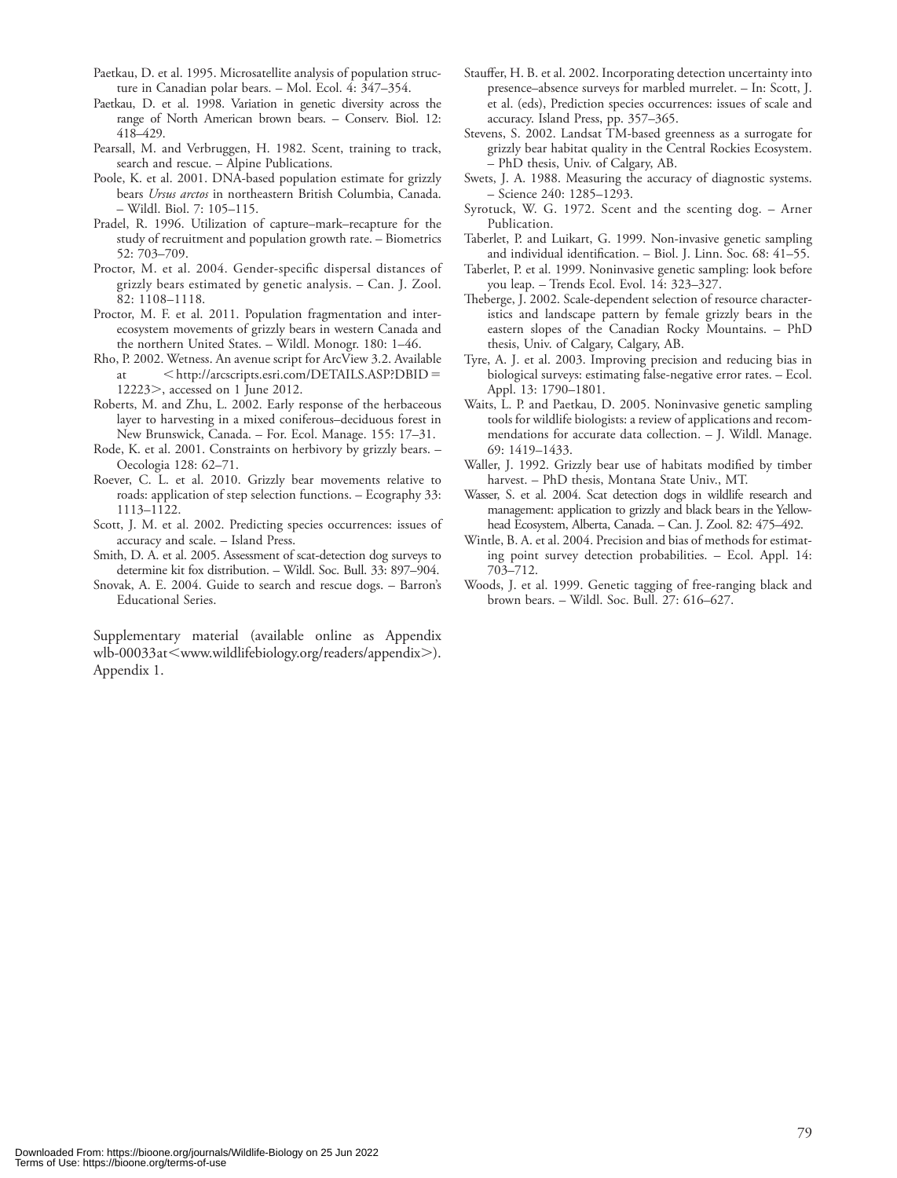Paetkau, D. et al. 1995. Microsatellite analysis of population structure in Canadian polar bears. – Mol. Ecol. 4: 347–354.

Paetkau, D. et al. 1998. Variation in genetic diversity across the range of North American brown bears. – Conserv. Biol. 12: 418–429.

Pearsall, M. and Verbruggen, H. 1982. Scent, training to track, search and rescue. – Alpine Publications.

Poole, K. et al. 2001. DNA-based population estimate for grizzly bears *Ursus arctos* in northeastern British Columbia, Canada. – Wildl. Biol. 7: 105–115.

Pradel, R. 1996. Utilization of capture–mark–recapture for the study of recruitment and population growth rate. – Biometrics 52: 703–709.

Proctor, M. et al. 2004. Gender-specific dispersal distances of grizzly bears estimated by genetic analysis. – Can. J. Zool. 82: 1108–1118.

Proctor, M. F. et al. 2011. Population fragmentation and inter-ecosystem movements of grizzly bears in western Canada and the northern United States. – Wildl. Monogr. 180: 1–46.

Rho, P. 2002. Wetness. An avenue script for ArcView 3.2. Available at <http://arcscripts.esri.com/DETAILS.ASP?DBID=12223>, accessed on 1 June 2012.

Roberts, M. and Zhu, L. 2002. Early response of the herbaceous layer to harvesting in a mixed coniferous–deciduous forest in New Brunswick, Canada. – For. Ecol. Manage. 155: 17–31.

Rode, K. et al. 2001. Constraints on herbivory by grizzly bears. – Oecologia 128: 62–71.

Roever, C. L. et al. 2010. Grizzly bear movements relative to roads: application of step selection functions. – Ecography 33: 1113–1122.

Scott, J. M. et al. 2002. Predicting species occurrences: issues of accuracy and scale. – Island Press.

Smith, D. A. et al. 2005. Assessment of scat-detection dog surveys to determine kit fox distribution. – Wildl. Soc. Bull. 33: 897–904.

Snovak, A. E. 2004. Guide to search and rescue dogs. – Barron's Educational Series.

Supplementary material (available online as Appendix wlb-00033at<www.wildlifebiology.org/readers/appendix>). Appendix 1.

Stauffer, H. B. et al. 2002. Incorporating detection uncertainty into presence–absence surveys for marbled murrelet. – In: Scott, J. et al. (eds), Prediction species occurrences: issues of scale and accuracy. Island Press, pp. 357–365.

Stevens, S. 2002. Landsat TM-based greenness as a surrogate for grizzly bear habitat quality in the Central Rockies Ecosystem. – PhD thesis, Univ. of Calgary, AB.

Swets, J. A. 1988. Measuring the accuracy of diagnostic systems. – Science 240: 1285–1293.

Syrotuck, W. G. 1972. Scent and the scenting dog. – Arner Publication.

Taberlet, P. and Luikart, G. 1999. Non-invasive genetic sampling and individual identification. – Biol. J. Linn. Soc. 68: 41–55.

Taberlet, P. et al. 1999. Noninvasive genetic sampling: look before you leap. – Trends Ecol. Evol. 14: 323–327.

Theberge, J. 2002. Scale-dependent selection of resource characteristics and landscape pattern by female grizzly bears in the eastern slopes of the Canadian Rocky Mountains. – PhD thesis, Univ. of Calgary, Calgary, AB.

Tyre, A. J. et al. 2003. Improving precision and reducing bias in biological surveys: estimating false-negative error rates. – Ecol. Appl. 13: 1790–1801.

Waits, L. P. and Paetkau, D. 2005. Noninvasive genetic sampling tools for wildlife biologists: a review of applications and recommendations for accurate data collection. – J. Wildl. Manage. 69: 1419–1433.

Waller, J. 1992. Grizzly bear use of habitats modified by timber harvest. – PhD thesis, Montana State Univ., MT.

Wasser, S. et al. 2004. Scat detection dogs in wildlife research and management: application to grizzly and black bears in the Yellowhead Ecosystem, Alberta, Canada. – Can. J. Zool. 82: 475–492.

Wintle, B. A. et al. 2004. Precision and bias of methods for estimating point survey detection probabilities. – Ecol. Appl. 14: 703–712.

Woods, J. et al. 1999. Genetic tagging of free-ranging black and brown bears. – Wildl. Soc. Bull. 27: 616–627.